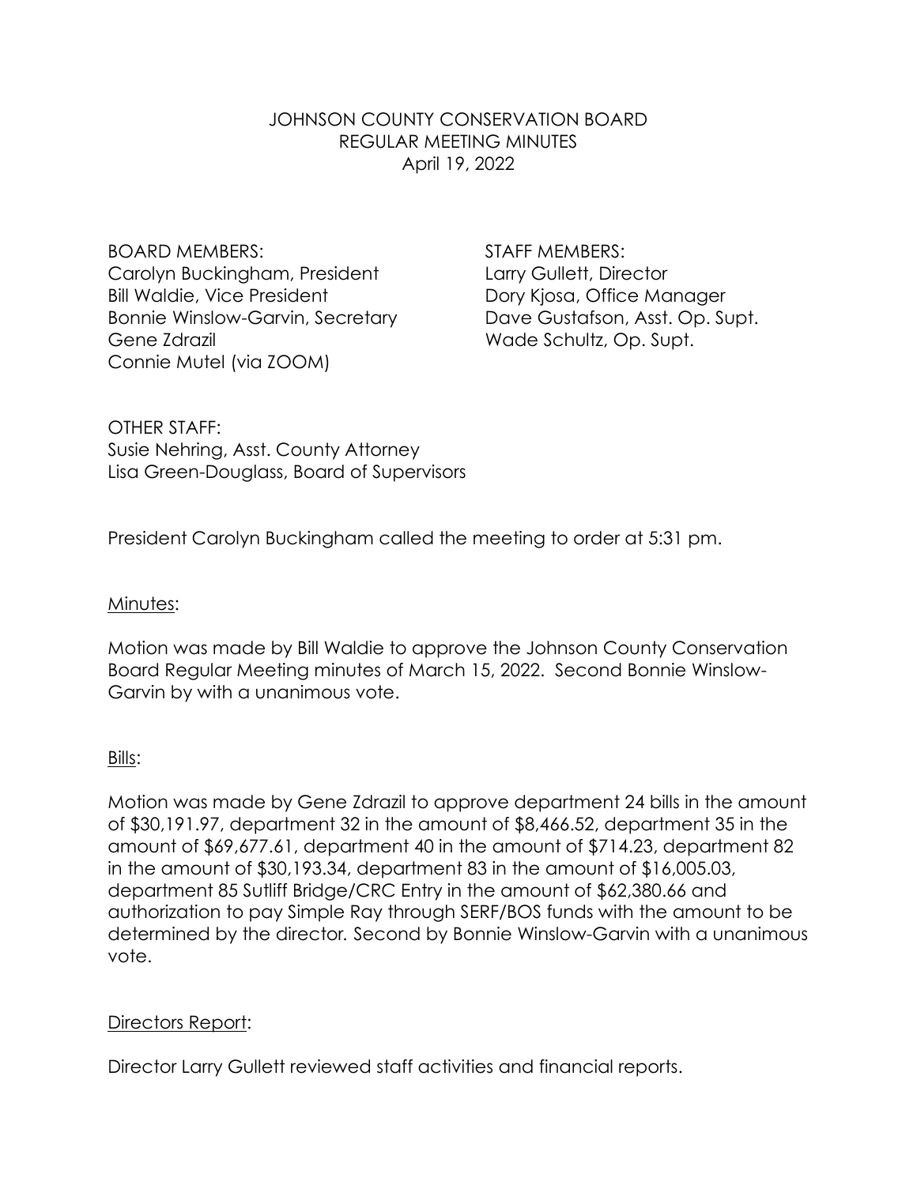JOHNSON COUNTY CONSERVATION BOARD
REGULAR MEETING MINUTES
April 19, 2022

BOARD MEMBERS:
Carolyn Buckingham, President
Bill Waldie, Vice President
Bonnie Winslow-Garvin, Secretary
Gene Zdrazil
Connie Mutel (via ZOOM)

STAFF MEMBERS:
Larry Gullett, Director
Dory Kjosa, Office Manager
Dave Gustafson, Asst. Op. Supt.
Wade Schultz, Op. Supt.

OTHER STAFF:
Susie Nehring, Asst. County Attorney
Lisa Green-Douglass, Board of Supervisors

President Carolyn Buckingham called the meeting to order at 5:31 pm.

Minutes:

Motion was made by Bill Waldie to approve the Johnson County Conservation Board Regular Meeting minutes of March 15, 2022. Second Bonnie Winslow-Garvin by with a unanimous vote.

Bills:

Motion was made by Gene Zdrazil to approve department 24 bills in the amount of $30,191.97, department 32 in the amount of $8,466.52, department 35 in the amount of $69,677.61, department 40 in the amount of $714.23, department 82 in the amount of $30,193.34, department 83 in the amount of $16,005.03, department 85 Sutliff Bridge/CRC Entry in the amount of $62,380.66 and authorization to pay Simple Ray through SERF/BOS funds with the amount to be determined by the director. Second by Bonnie Winslow-Garvin with a unanimous vote.

Directors Report:

Director Larry Gullett reviewed staff activities and financial reports.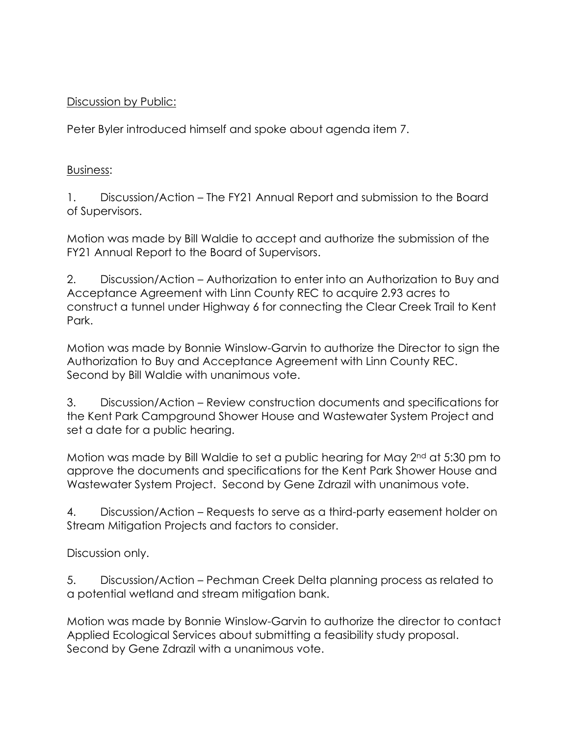Discussion by Public:

Peter Byler introduced himself and spoke about agenda item 7.

Business:

1. Discussion/Action – The FY21 Annual Report and submission to the Board of Supervisors.

Motion was made by Bill Waldie to accept and authorize the submission of the FY21 Annual Report to the Board of Supervisors.

2. Discussion/Action – Authorization to enter into an Authorization to Buy and Acceptance Agreement with Linn County REC to acquire 2.93 acres to construct a tunnel under Highway 6 for connecting the Clear Creek Trail to Kent Park.

Motion was made by Bonnie Winslow-Garvin to authorize the Director to sign the Authorization to Buy and Acceptance Agreement with Linn County REC. Second by Bill Waldie with unanimous vote.

3. Discussion/Action – Review construction documents and specifications for the Kent Park Campground Shower House and Wastewater System Project and set a date for a public hearing.

Motion was made by Bill Waldie to set a public hearing for May 2nd at 5:30 pm to approve the documents and specifications for the Kent Park Shower House and Wastewater System Project. Second by Gene Zdrazil with unanimous vote.

4. Discussion/Action – Requests to serve as a third-party easement holder on Stream Mitigation Projects and factors to consider.

Discussion only.

5. Discussion/Action – Pechman Creek Delta planning process as related to a potential wetland and stream mitigation bank.

Motion was made by Bonnie Winslow-Garvin to authorize the director to contact Applied Ecological Services about submitting a feasibility study proposal. Second by Gene Zdrazil with a unanimous vote.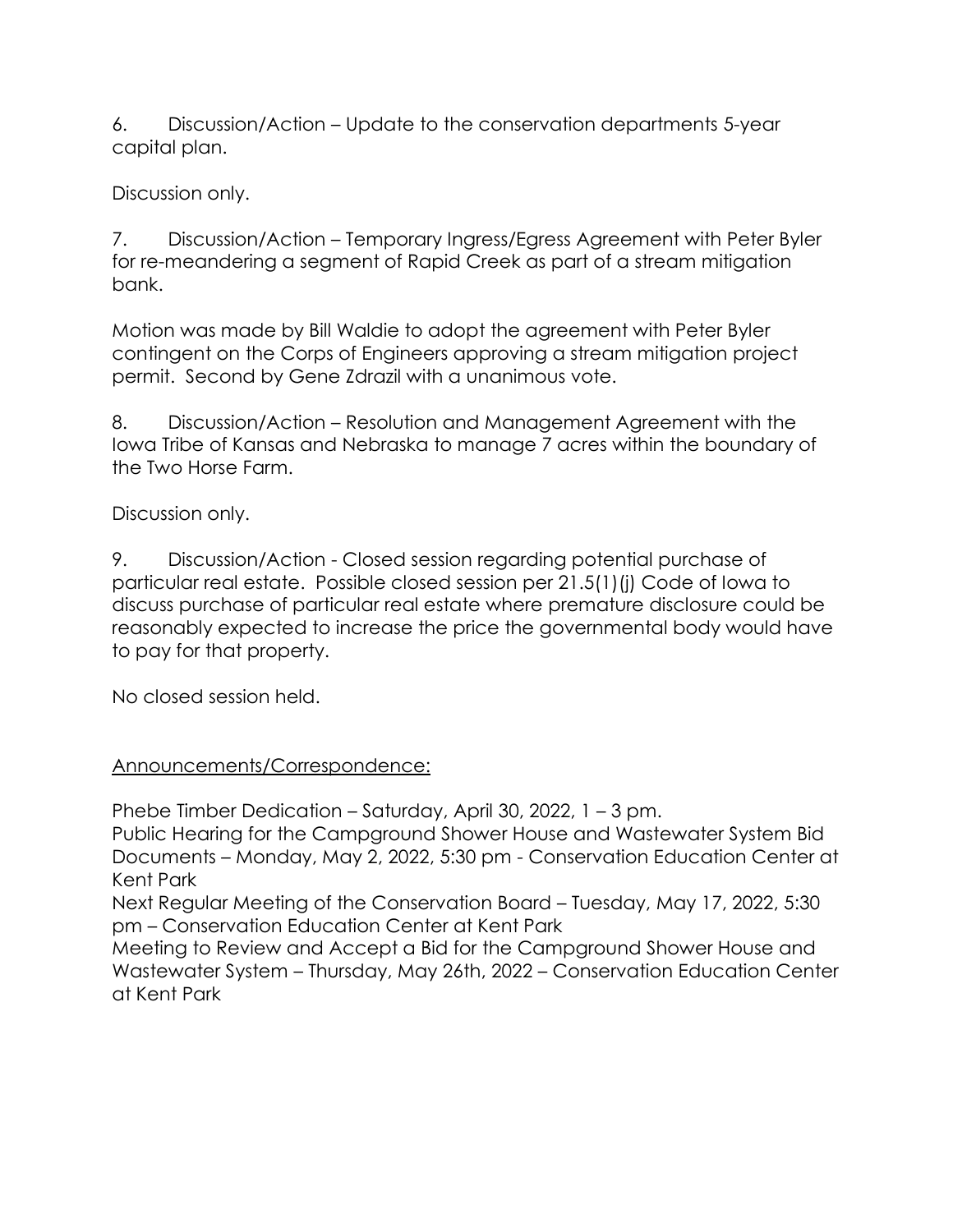6. Discussion/Action – Update to the conservation departments 5-year capital plan.

Discussion only.

7. Discussion/Action – Temporary Ingress/Egress Agreement with Peter Byler for re-meandering a segment of Rapid Creek as part of a stream mitigation bank.

Motion was made by Bill Waldie to adopt the agreement with Peter Byler contingent on the Corps of Engineers approving a stream mitigation project permit. Second by Gene Zdrazil with a unanimous vote.

8. Discussion/Action – Resolution and Management Agreement with the Iowa Tribe of Kansas and Nebraska to manage 7 acres within the boundary of the Two Horse Farm.

Discussion only.

9. Discussion/Action - Closed session regarding potential purchase of particular real estate. Possible closed session per 21.5(1)(j) Code of Iowa to discuss purchase of particular real estate where premature disclosure could be reasonably expected to increase the price the governmental body would have to pay for that property.

No closed session held.

Announcements/Correspondence:

Phebe Timber Dedication – Saturday, April 30, 2022, 1 – 3 pm.
Public Hearing for the Campground Shower House and Wastewater System Bid Documents – Monday, May 2, 2022, 5:30 pm - Conservation Education Center at Kent Park
Next Regular Meeting of the Conservation Board – Tuesday, May 17, 2022, 5:30 pm – Conservation Education Center at Kent Park
Meeting to Review and Accept a Bid for the Campground Shower House and Wastewater System – Thursday, May 26th, 2022 – Conservation Education Center at Kent Park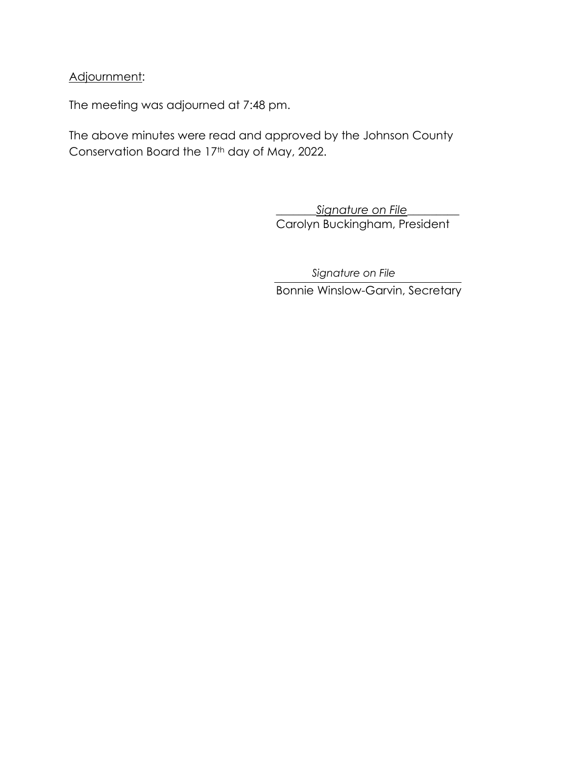Adjournment:

The meeting was adjourned at 7:48 pm.

The above minutes were read and approved by the Johnson County Conservation Board the 17th day of May, 2022.

*Signature on File*
Carolyn Buckingham, President

*Signature on File*
Bonnie Winslow-Garvin, Secretary